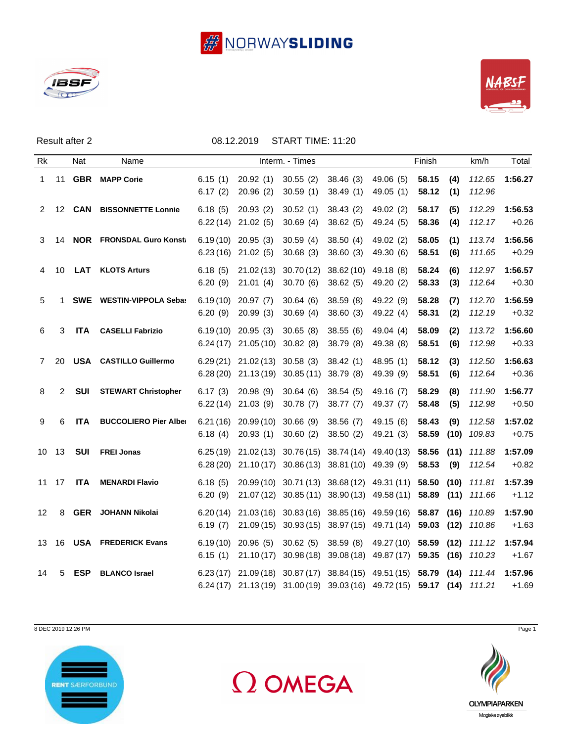NORWAYSLIDING

Result after 2 — 08.12.2019 — START TIME: 11:20

| Rk | | Nat | Name | Interm. - Times | | | | | Finish | | km/h | Total |
|---|---|---|---|---|---|---|---|---|---|---|---|---|
| 1 | 11 | **GBR** | **MAPP Corie** | 6.15 (1) | 20.92 (1) | 30.55 (2) | 38.46 (3) | 49.06 (5) | **58.15** | **(4)** | *112.65* | **1:56.27** |
| | | | | 6.17 (2) | 20.96 (2) | 30.59 (1) | 38.49 (1) | 49.05 (1) | **58.12** | **(1)** | *112.96* | |
| 2 | 12 | **CAN** | **BISSONNETTE Lonnie** | 6.18 (5) | 20.93 (2) | 30.52 (1) | 38.43 (2) | 49.02 (2) | **58.17** | **(5)** | *112.29* | **1:56.53** |
| | | | | 6.22 (14) | 21.02 (5) | 30.69 (4) | 38.62 (5) | 49.24 (5) | **58.36** | **(4)** | *112.17* | +0.26 |
| 3 | 14 | **NOR** | **FRONSDAL Guro Konst** | 6.19 (10) | 20.95 (3) | 30.59 (4) | 38.50 (4) | 49.02 (2) | **58.05** | **(1)** | *113.74* | **1:56.56** |
| | | | | 6.23 (16) | 21.02 (5) | 30.68 (3) | 38.60 (3) | 49.30 (6) | **58.51** | **(6)** | *111.65* | +0.29 |
| 4 | 10 | **LAT** | **KLOTS Arturs** | 6.18 (5) | 21.02 (13) | 30.70 (12) | 38.62 (10) | 49.18 (8) | **58.24** | **(6)** | *112.97* | **1:56.57** |
| | | | | 6.20 (9) | 21.01 (4) | 30.70 (6) | 38.62 (5) | 49.20 (2) | **58.33** | **(3)** | *112.64* | +0.30 |
| 5 | 1 | **SWE** | **WESTIN-VIPPOLA Seba** | 6.19 (10) | 20.97 (7) | 30.64 (6) | 38.59 (8) | 49.22 (9) | **58.28** | **(7)** | *112.70* | **1:56.59** |
| | | | | 6.20 (9) | 20.99 (3) | 30.69 (4) | 38.60 (3) | 49.22 (4) | **58.31** | **(2)** | *112.19* | +0.32 |
| 6 | 3 | **ITA** | **CASELLI Fabrizio** | 6.19 (10) | 20.95 (3) | 30.65 (8) | 38.55 (6) | 49.04 (4) | **58.09** | **(2)** | *113.72* | **1:56.60** |
| | | | | 6.24 (17) | 21.05 (10) | 30.82 (8) | 38.79 (8) | 49.38 (8) | **58.51** | **(6)** | *112.98* | +0.33 |
| 7 | 20 | **USA** | **CASTILLO Guillermo** | 6.29 (21) | 21.02 (13) | 30.58 (3) | 38.42 (1) | 48.95 (1) | **58.12** | **(3)** | *112.50* | **1:56.63** |
| | | | | 6.28 (20) | 21.13 (19) | 30.85 (11) | 38.79 (8) | 49.39 (9) | **58.51** | **(6)** | *112.64* | +0.36 |
| 8 | 2 | **SUI** | **STEWART Christopher** | 6.17 (3) | 20.98 (9) | 30.64 (6) | 38.54 (5) | 49.16 (7) | **58.29** | **(8)** | *111.90* | **1:56.77** |
| | | | | 6.22 (14) | 21.03 (9) | 30.78 (7) | 38.77 (7) | 49.37 (7) | **58.48** | **(5)** | *112.98* | +0.50 |
| 9 | 6 | **ITA** | **BUCCOLIERO Pier Albe** | 6.21 (16) | 20.99 (10) | 30.66 (9) | 38.56 (7) | 49.15 (6) | **58.43** | **(9)** | *112.58* | **1:57.02** |
| | | | | 6.18 (4) | 20.93 (1) | 30.60 (2) | 38.50 (2) | 49.21 (3) | **58.59** | **(10)** | *109.83* | +0.75 |
| 10 | 13 | **SUI** | **FREI Jonas** | 6.25 (19) | 21.02 (13) | 30.76 (15) | 38.74 (14) | 49.40 (13) | **58.56** | **(11)** | *111.88* | **1:57.09** |
| | | | | 6.28 (20) | 21.10 (17) | 30.86 (13) | 38.81 (10) | 49.39 (9) | **58.53** | **(9)** | *112.54* | +0.82 |
| 11 | 17 | **ITA** | **MENARDI Flavio** | 6.18 (5) | 20.99 (10) | 30.71 (13) | 38.68 (12) | 49.31 (11) | **58.50** | **(10)** | *111.81* | **1:57.39** |
| | | | | 6.20 (9) | 21.07 (12) | 30.85 (11) | 38.90 (13) | 49.58 (11) | **58.89** | **(11)** | *111.66* | +1.12 |
| 12 | 8 | **GER** | **JOHANN Nikolai** | 6.20 (14) | 21.03 (16) | 30.83 (16) | 38.85 (16) | 49.59 (16) | **58.87** | **(16)** | *110.89* | **1:57.90** |
| | | | | 6.19 (7) | 21.09 (15) | 30.93 (15) | 38.97 (15) | 49.71 (14) | **59.03** | **(12)** | *110.86* | +1.63 |
| 13 | 16 | **USA** | **FREDERICK Evans** | 6.19 (10) | 20.96 (5) | 30.62 (5) | 38.59 (8) | 49.27 (10) | **58.59** | **(12)** | *111.12* | **1:57.94** |
| | | | | 6.15 (1) | 21.10 (17) | 30.98 (18) | 39.08 (18) | 49.87 (17) | **59.35** | **(16)** | *110.23* | +1.67 |
| 14 | 5 | **ESP** | **BLANCO Israel** | 6.23 (17) | 21.09 (18) | 30.87 (17) | 38.84 (15) | 49.51 (15) | **58.79** | **(14)** | *111.44* | **1:57.96** |
| | | | | 6.24 (17) | 21.13 (19) | 31.00 (19) | 39.03 (16) | 49.72 (15) | **59.17** | **(14)** | *111.21* | +1.69 |

8 DEC 2019 12:26 PM

RENT SÆRFORBUND — Ω OMEGA — OLYMPIAPARKEN Magiske øyeblikk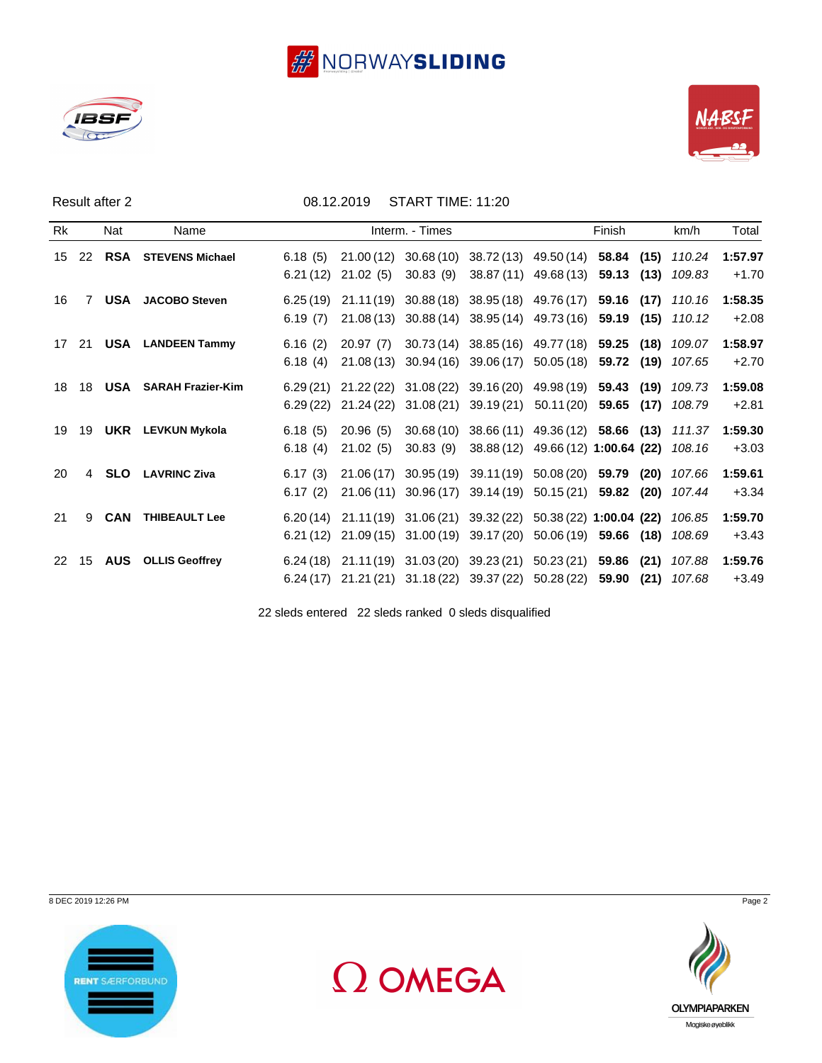Result after 2 08.12.2019 START TIME: 11:20

| Rk | | Nat | Name | Interm. - Times | | | | | Finish | | km/h | Total |
|---|---|---|---|---|---|---|---|---|---|---|---|---|
| 15 | 22 | **RSA** | **STEVENS Michael** | 6.18 (5) | 21.00 (12) | 30.68 (10) | 38.72 (13) | 49.50 (14) | **58.84** | **(15)** | *110.24* | **1:57.97** |
| | | | | 6.21 (12) | 21.02 (5) | 30.83 (9) | 38.87 (11) | 49.68 (13) | **59.13** | **(13)** | *109.83* | +1.70 |
| 16 | 7 | **USA** | **JACOBO Steven** | 6.25 (19) | 21.11 (19) | 30.88 (18) | 38.95 (18) | 49.76 (17) | **59.16** | **(17)** | *110.16* | **1:58.35** |
| | | | | 6.19 (7) | 21.08 (13) | 30.88 (14) | 38.95 (14) | 49.73 (16) | **59.19** | **(15)** | *110.12* | +2.08 |
| 17 | 21 | **USA** | **LANDEEN Tammy** | 6.16 (2) | 20.97 (7) | 30.73 (14) | 38.85 (16) | 49.77 (18) | **59.25** | **(18)** | *109.07* | **1:58.97** |
| | | | | 6.18 (4) | 21.08 (13) | 30.94 (16) | 39.06 (17) | 50.05 (18) | **59.72** | **(19)** | *107.65* | +2.70 |
| 18 | 18 | **USA** | **SARAH Frazier-Kim** | 6.29 (21) | 21.22 (22) | 31.08 (22) | 39.16 (20) | 49.98 (19) | **59.43** | **(19)** | *109.73* | **1:59.08** |
| | | | | 6.29 (22) | 21.24 (22) | 31.08 (21) | 39.19 (21) | 50.11 (20) | **59.65** | **(17)** | *108.79* | +2.81 |
| 19 | 19 | **UKR** | **LEVKUN Mykola** | 6.18 (5) | 20.96 (5) | 30.68 (10) | 38.66 (11) | 49.36 (12) | **58.66** | **(13)** | *111.37* | **1:59.30** |
| | | | | 6.18 (4) | 21.02 (5) | 30.83 (9) | 38.88 (12) | 49.66 (12) | **1:00.64** | **(22)** | *108.16* | +3.03 |
| 20 | 4 | **SLO** | **LAVRINC Ziva** | 6.17 (3) | 21.06 (17) | 30.95 (19) | 39.11 (19) | 50.08 (20) | **59.79** | **(20)** | *107.66* | **1:59.61** |
| | | | | 6.17 (2) | 21.06 (11) | 30.96 (17) | 39.14 (19) | 50.15 (21) | **59.82** | **(20)** | *107.44* | +3.34 |
| 21 | 9 | **CAN** | **THIBEAULT Lee** | 6.20 (14) | 21.11 (19) | 31.06 (21) | 39.32 (22) | 50.38 (22) | **1:00.04** | **(22)** | *106.85* | **1:59.70** |
| | | | | 6.21 (12) | 21.09 (15) | 31.00 (19) | 39.17 (20) | 50.06 (19) | **59.66** | **(18)** | *108.69* | +3.43 |
| 22 | 15 | **AUS** | **OLLIS Geoffrey** | 6.24 (18) | 21.11 (19) | 31.03 (20) | 39.23 (21) | 50.23 (21) | **59.86** | **(21)** | *107.88* | **1:59.76** |
| | | | | 6.24 (17) | 21.21 (21) | 31.18 (22) | 39.37 (22) | 50.28 (22) | **59.90** | **(21)** | *107.68* | +3.49 |

22 sleds entered 22 sleds ranked 0 sleds disqualified

8 DEC 2019 12:26 PM